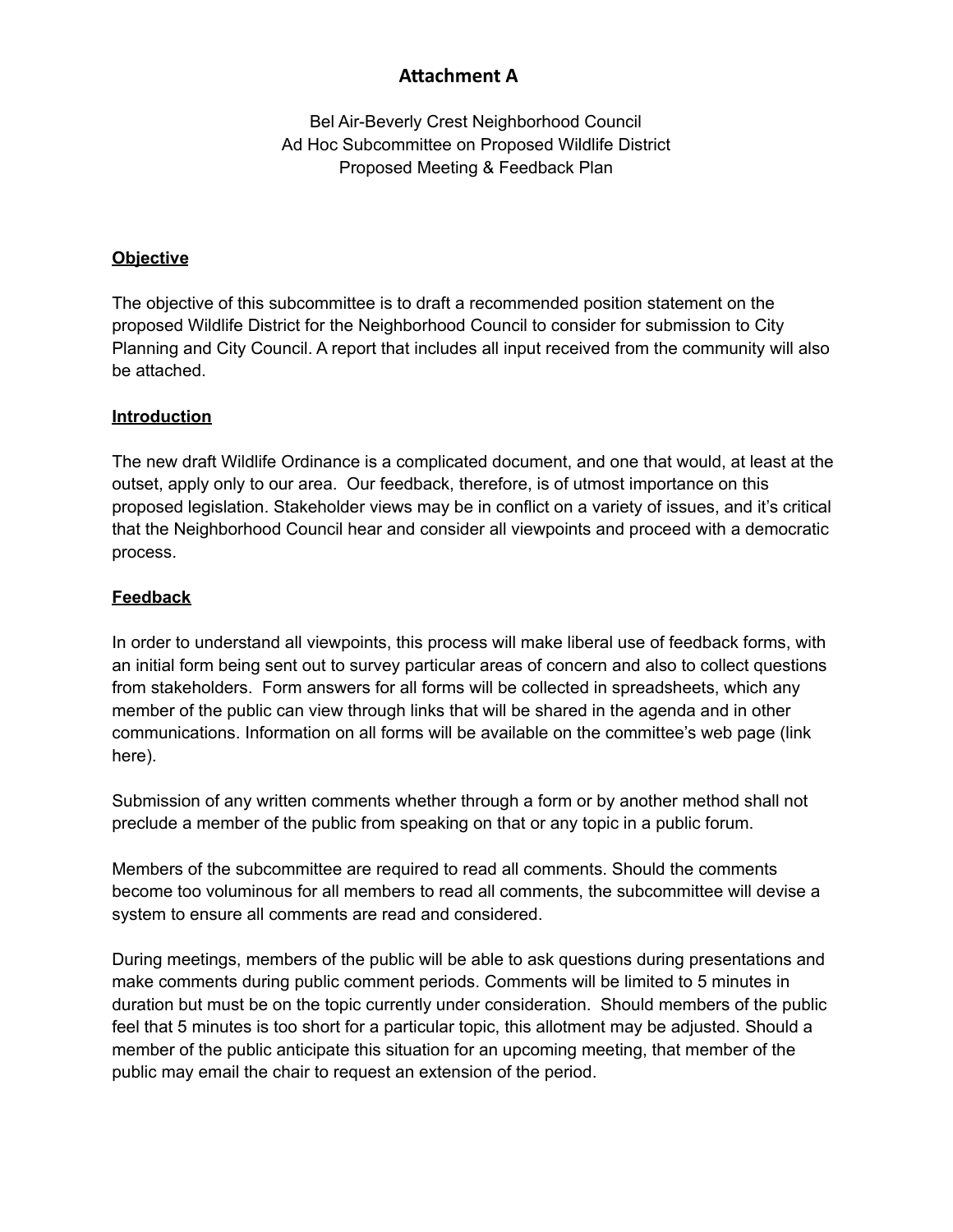# Attachment A

Bel Air-Beverly Crest Neighborhood Council
Ad Hoc Subcommittee on Proposed Wildlife District
Proposed Meeting & Feedback Plan

## Objective

The objective of this subcommittee is to draft a recommended position statement on the proposed Wildlife District for the Neighborhood Council to consider for submission to City Planning and City Council. A report that includes all input received from the community will also be attached.

## Introduction

The new draft Wildlife Ordinance is a complicated document, and one that would, at least at the outset, apply only to our area. Our feedback, therefore, is of utmost importance on this proposed legislation. Stakeholder views may be in conflict on a variety of issues, and it's critical that the Neighborhood Council hear and consider all viewpoints and proceed with a democratic process.

## Feedback

In order to understand all viewpoints, this process will make liberal use of feedback forms, with an initial form being sent out to survey particular areas of concern and also to collect questions from stakeholders. Form answers for all forms will be collected in spreadsheets, which any member of the public can view through links that will be shared in the agenda and in other communications. Information on all forms will be available on the committee's web page (link here).

Submission of any written comments whether through a form or by another method shall not preclude a member of the public from speaking on that or any topic in a public forum.

Members of the subcommittee are required to read all comments. Should the comments become too voluminous for all members to read all comments, the subcommittee will devise a system to ensure all comments are read and considered.

During meetings, members of the public will be able to ask questions during presentations and make comments during public comment periods. Comments will be limited to 5 minutes in duration but must be on the topic currently under consideration. Should members of the public feel that 5 minutes is too short for a particular topic, this allotment may be adjusted. Should a member of the public anticipate this situation for an upcoming meeting, that member of the public may email the chair to request an extension of the period.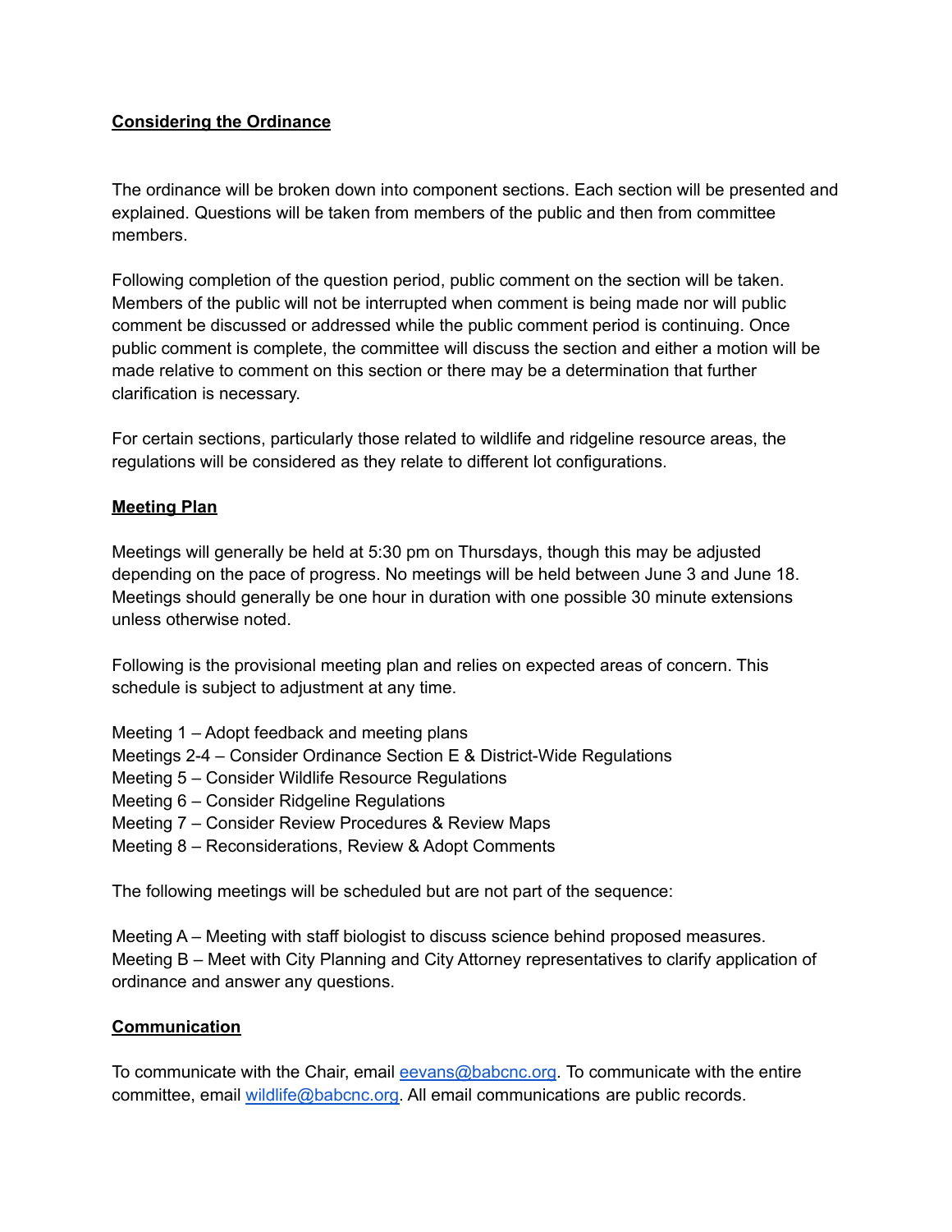## Considering the Ordinance

The ordinance will be broken down into component sections. Each section will be presented and explained. Questions will be taken from members of the public and then from committee members.

Following completion of the question period, public comment on the section will be taken. Members of the public will not be interrupted when comment is being made nor will public comment be discussed or addressed while the public comment period is continuing. Once public comment is complete, the committee will discuss the section and either a motion will be made relative to comment on this section or there may be a determination that further clarification is necessary.

For certain sections, particularly those related to wildlife and ridgeline resource areas, the regulations will be considered as they relate to different lot configurations.

## Meeting Plan

Meetings will generally be held at 5:30 pm on Thursdays, though this may be adjusted depending on the pace of progress. No meetings will be held between June 3 and June 18. Meetings should generally be one hour in duration with one possible 30 minute extensions unless otherwise noted.

Following is the provisional meeting plan and relies on expected areas of concern. This schedule is subject to adjustment at any time.

Meeting 1 – Adopt feedback and meeting plans
Meetings 2-4 – Consider Ordinance Section E & District-Wide Regulations
Meeting 5 – Consider Wildlife Resource Regulations
Meeting 6 – Consider Ridgeline Regulations
Meeting 7 – Consider Review Procedures & Review Maps
Meeting 8 – Reconsiderations, Review & Adopt Comments

The following meetings will be scheduled but are not part of the sequence:

Meeting A – Meeting with staff biologist to discuss science behind proposed measures.
Meeting B – Meet with City Planning and City Attorney representatives to clarify application of ordinance and answer any questions.

## Communication

To communicate with the Chair, email eevans@babcnc.org. To communicate with the entire committee, email wildlife@babcnc.org. All email communications are public records.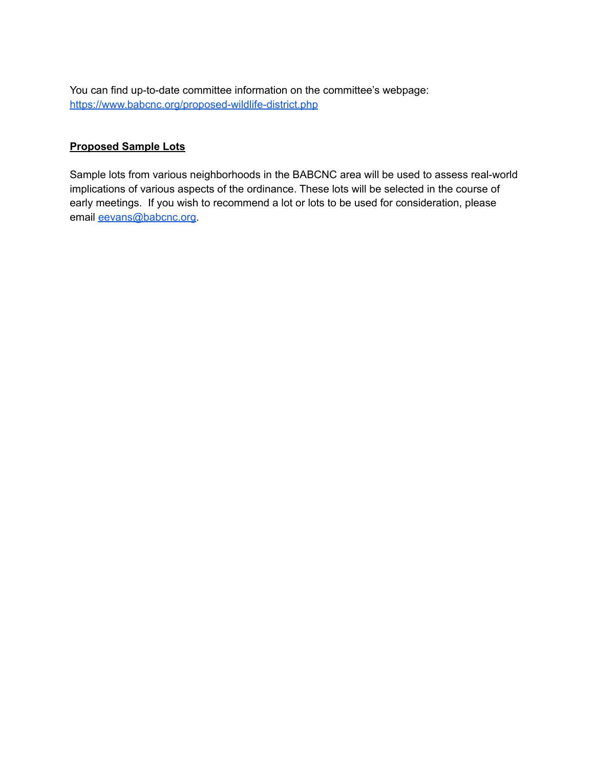You can find up-to-date committee information on the committee's webpage: [https://www.babcnc.org/proposed-wildlife-district.php](https://www.babcnc.org/proposed-wildlife-district.php)

## Proposed Sample Lots

Sample lots from various neighborhoods in the BABCNC area will be used to assess real-world implications of various aspects of the ordinance. These lots will be selected in the course of early meetings. If you wish to recommend a lot or lots to be used for consideration, please email [eevans@babcnc.org](mailto:eevans@babcnc.org).